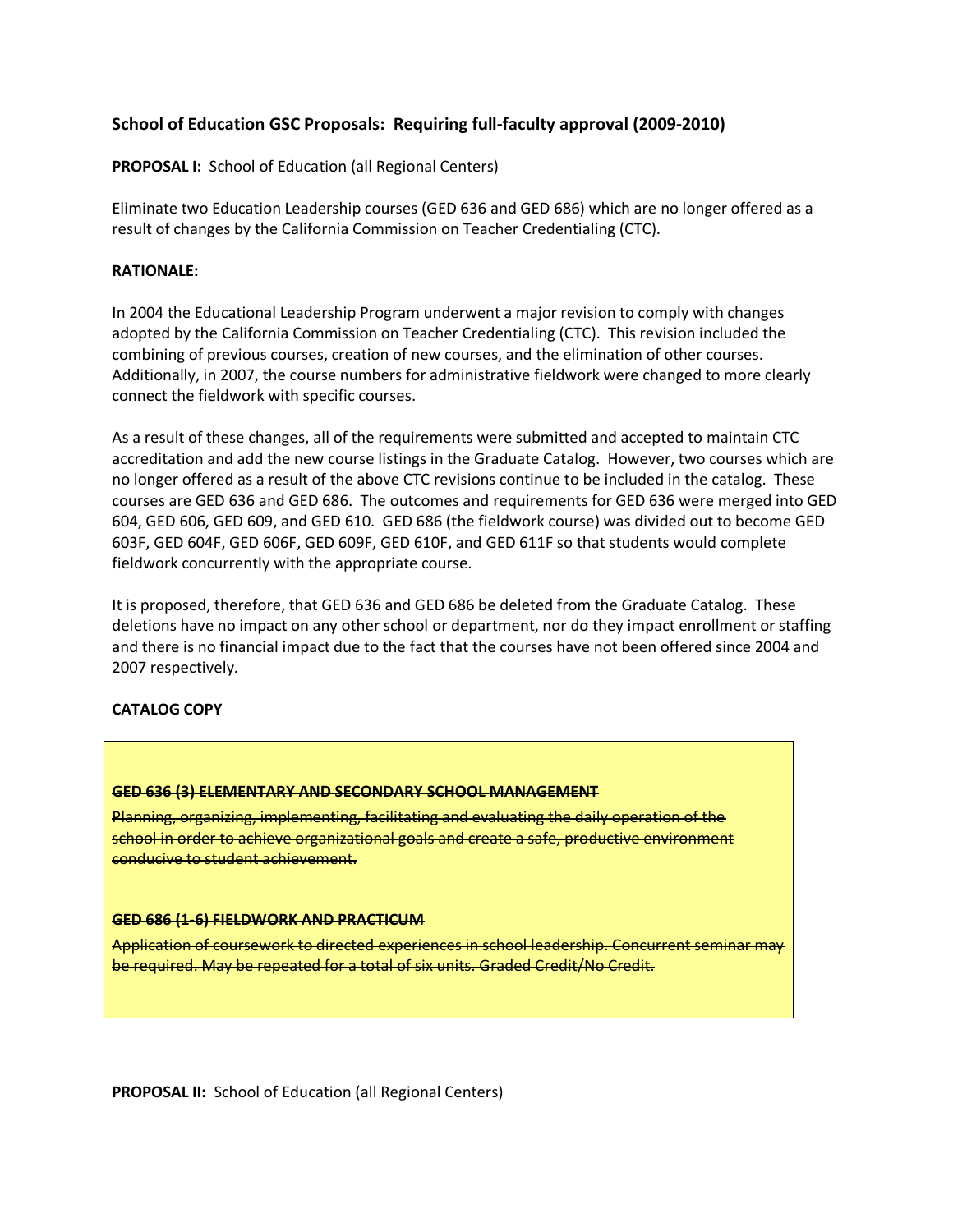## School of Education GSC Proposals: Requiring full-faculty approval (2009-2010)

**PROPOSAL I:** School of Education (all Regional Centers)

Eliminate two Education Leadership courses (GED 636 and GED 686) which are no longer offered as a result of changes by the California Commission on Teacher Credentialing (CTC).

**RATIONALE:**

In 2004 the Educational Leadership Program underwent a major revision to comply with changes adopted by the California Commission on Teacher Credentialing (CTC). This revision included the combining of previous courses, creation of new courses, and the elimination of other courses. Additionally, in 2007, the course numbers for administrative fieldwork were changed to more clearly connect the fieldwork with specific courses.

As a result of these changes, all of the requirements were submitted and accepted to maintain CTC accreditation and add the new course listings in the Graduate Catalog. However, two courses which are no longer offered as a result of the above CTC revisions continue to be included in the catalog. These courses are GED 636 and GED 686. The outcomes and requirements for GED 636 were merged into GED 604, GED 606, GED 609, and GED 610. GED 686 (the fieldwork course) was divided out to become GED 603F, GED 604F, GED 606F, GED 609F, GED 610F, and GED 611F so that students would complete fieldwork concurrently with the appropriate course.

It is proposed, therefore, that GED 636 and GED 686 be deleted from the Graduate Catalog. These deletions have no impact on any other school or department, nor do they impact enrollment or staffing and there is no financial impact due to the fact that the courses have not been offered since 2004 and 2007 respectively.

**CATALOG COPY**

~~**GED 636 (3) ELEMENTARY AND SECONDARY SCHOOL MANAGEMENT**~~

~~Planning, organizing, implementing, facilitating and evaluating the daily operation of the school in order to achieve organizational goals and create a safe, productive environment conducive to student achievement.~~

~~**GED 686 (1-6) FIELDWORK AND PRACTICUM**~~

~~Application of coursework to directed experiences in school leadership. Concurrent seminar may be required. May be repeated for a total of six units. Graded Credit/No Credit.~~

**PROPOSAL II:** School of Education (all Regional Centers)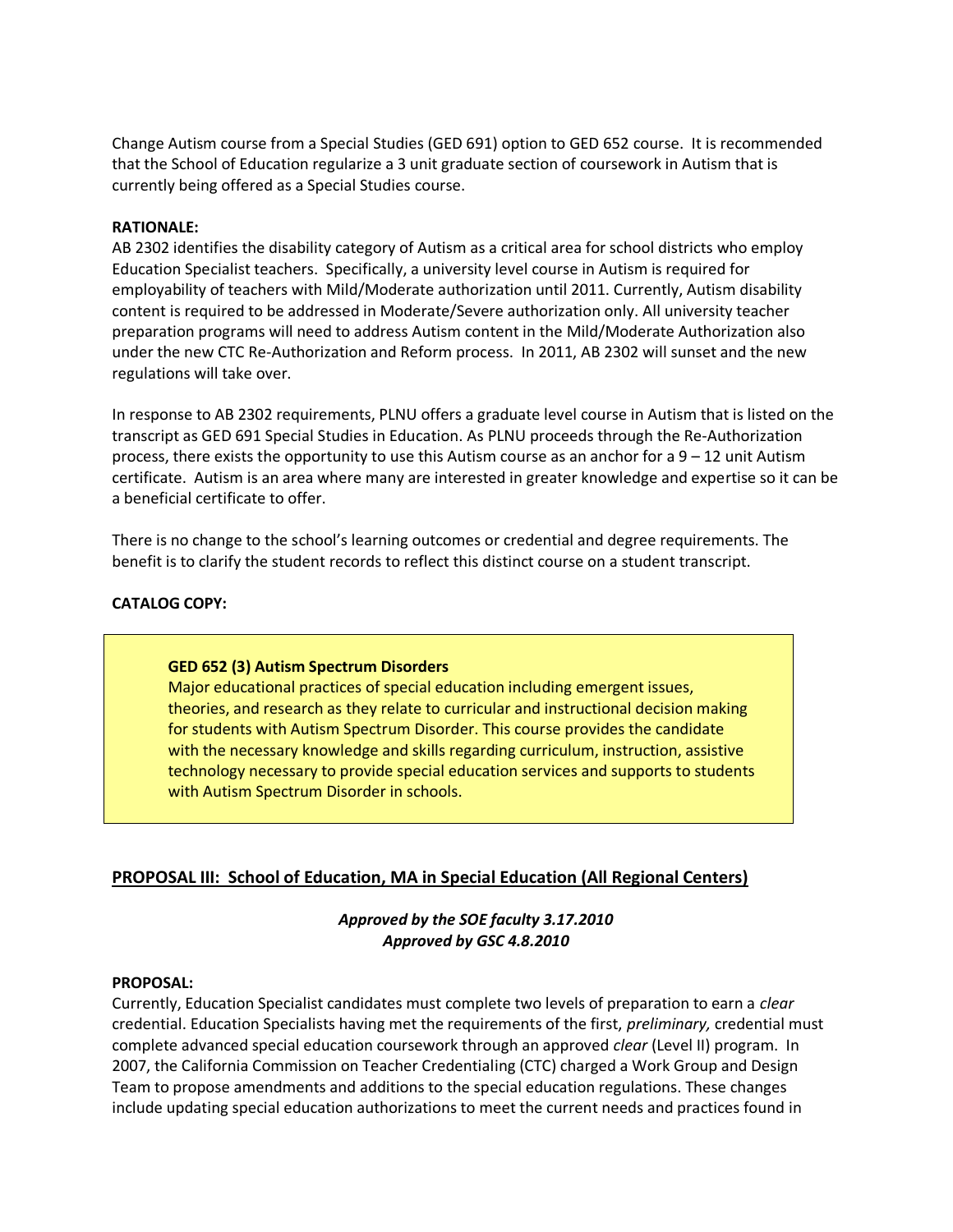Change Autism course from a Special Studies (GED 691) option to GED 652 course. It is recommended that the School of Education regularize a 3 unit graduate section of coursework in Autism that is currently being offered as a Special Studies course.

**RATIONALE:**
AB 2302 identifies the disability category of Autism as a critical area for school districts who employ Education Specialist teachers. Specifically, a university level course in Autism is required for employability of teachers with Mild/Moderate authorization until 2011. Currently, Autism disability content is required to be addressed in Moderate/Severe authorization only. All university teacher preparation programs will need to address Autism content in the Mild/Moderate Authorization also under the new CTC Re-Authorization and Reform process. In 2011, AB 2302 will sunset and the new regulations will take over.

In response to AB 2302 requirements, PLNU offers a graduate level course in Autism that is listed on the transcript as GED 691 Special Studies in Education. As PLNU proceeds through the Re-Authorization process, there exists the opportunity to use this Autism course as an anchor for a 9 – 12 unit Autism certificate. Autism is an area where many are interested in greater knowledge and expertise so it can be a beneficial certificate to offer.

There is no change to the school's learning outcomes or credential and degree requirements. The benefit is to clarify the student records to reflect this distinct course on a student transcript.

**CATALOG COPY:**

> **GED 652 (3) Autism Spectrum Disorders**
> Major educational practices of special education including emergent issues, theories, and research as they relate to curricular and instructional decision making for students with Autism Spectrum Disorder. This course provides the candidate with the necessary knowledge and skills regarding curriculum, instruction, assistive technology necessary to provide special education services and supports to students with Autism Spectrum Disorder in schools.

## PROPOSAL III: School of Education, MA in Special Education (All Regional Centers)

***Approved by the SOE faculty 3.17.2010***
***Approved by GSC 4.8.2010***

**PROPOSAL:**
Currently, Education Specialist candidates must complete two levels of preparation to earn a *clear* credential. Education Specialists having met the requirements of the first, *preliminary,* credential must complete advanced special education coursework through an approved *clear* (Level II) program. In 2007, the California Commission on Teacher Credentialing (CTC) charged a Work Group and Design Team to propose amendments and additions to the special education regulations. These changes include updating special education authorizations to meet the current needs and practices found in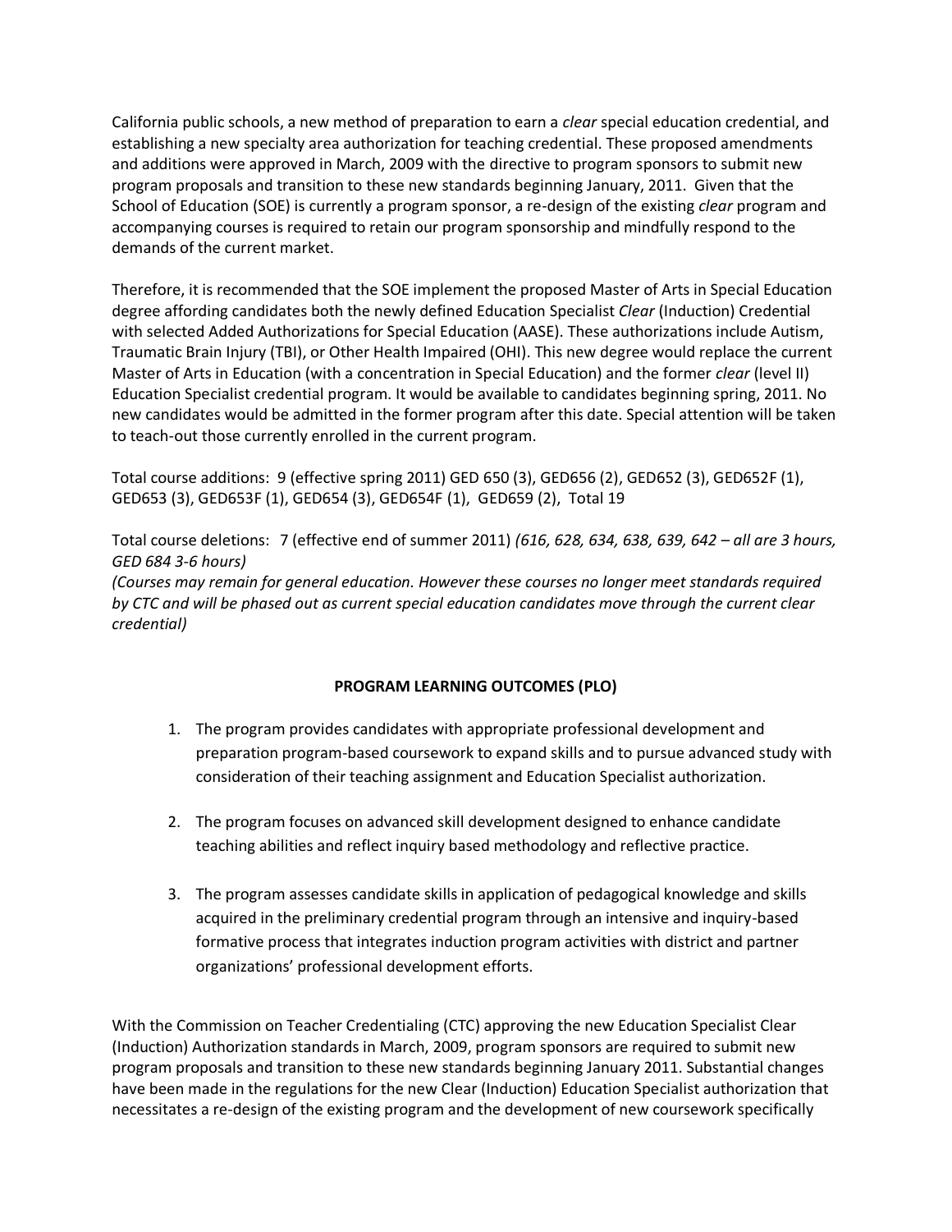California public schools, a new method of preparation to earn a *clear* special education credential, and establishing a new specialty area authorization for teaching credential. These proposed amendments and additions were approved in March, 2009 with the directive to program sponsors to submit new program proposals and transition to these new standards beginning January, 2011. Given that the School of Education (SOE) is currently a program sponsor, a re-design of the existing *clear* program and accompanying courses is required to retain our program sponsorship and mindfully respond to the demands of the current market.

Therefore, it is recommended that the SOE implement the proposed Master of Arts in Special Education degree affording candidates both the newly defined Education Specialist *Clear* (Induction) Credential with selected Added Authorizations for Special Education (AASE). These authorizations include Autism, Traumatic Brain Injury (TBI), or Other Health Impaired (OHI). This new degree would replace the current Master of Arts in Education (with a concentration in Special Education) and the former *clear* (level II) Education Specialist credential program. It would be available to candidates beginning spring, 2011. No new candidates would be admitted in the former program after this date. Special attention will be taken to teach-out those currently enrolled in the current program.

Total course additions: 9 (effective spring 2011) GED 650 (3), GED656 (2), GED652 (3), GED652F (1), GED653 (3), GED653F (1), GED654 (3), GED654F (1), GED659 (2), Total 19

Total course deletions: 7 (effective end of summer 2011) *(616, 628, 634, 638, 639, 642 – all are 3 hours, GED 684 3-6 hours)*
*(Courses may remain for general education. However these courses no longer meet standards required by CTC and will be phased out as current special education candidates move through the current clear credential)*

**PROGRAM LEARNING OUTCOMES (PLO)**

1. The program provides candidates with appropriate professional development and preparation program-based coursework to expand skills and to pursue advanced study with consideration of their teaching assignment and Education Specialist authorization.

2. The program focuses on advanced skill development designed to enhance candidate teaching abilities and reflect inquiry based methodology and reflective practice.

3. The program assesses candidate skills in application of pedagogical knowledge and skills acquired in the preliminary credential program through an intensive and inquiry-based formative process that integrates induction program activities with district and partner organizations' professional development efforts.

With the Commission on Teacher Credentialing (CTC) approving the new Education Specialist Clear (Induction) Authorization standards in March, 2009, program sponsors are required to submit new program proposals and transition to these new standards beginning January 2011. Substantial changes have been made in the regulations for the new Clear (Induction) Education Specialist authorization that necessitates a re-design of the existing program and the development of new coursework specifically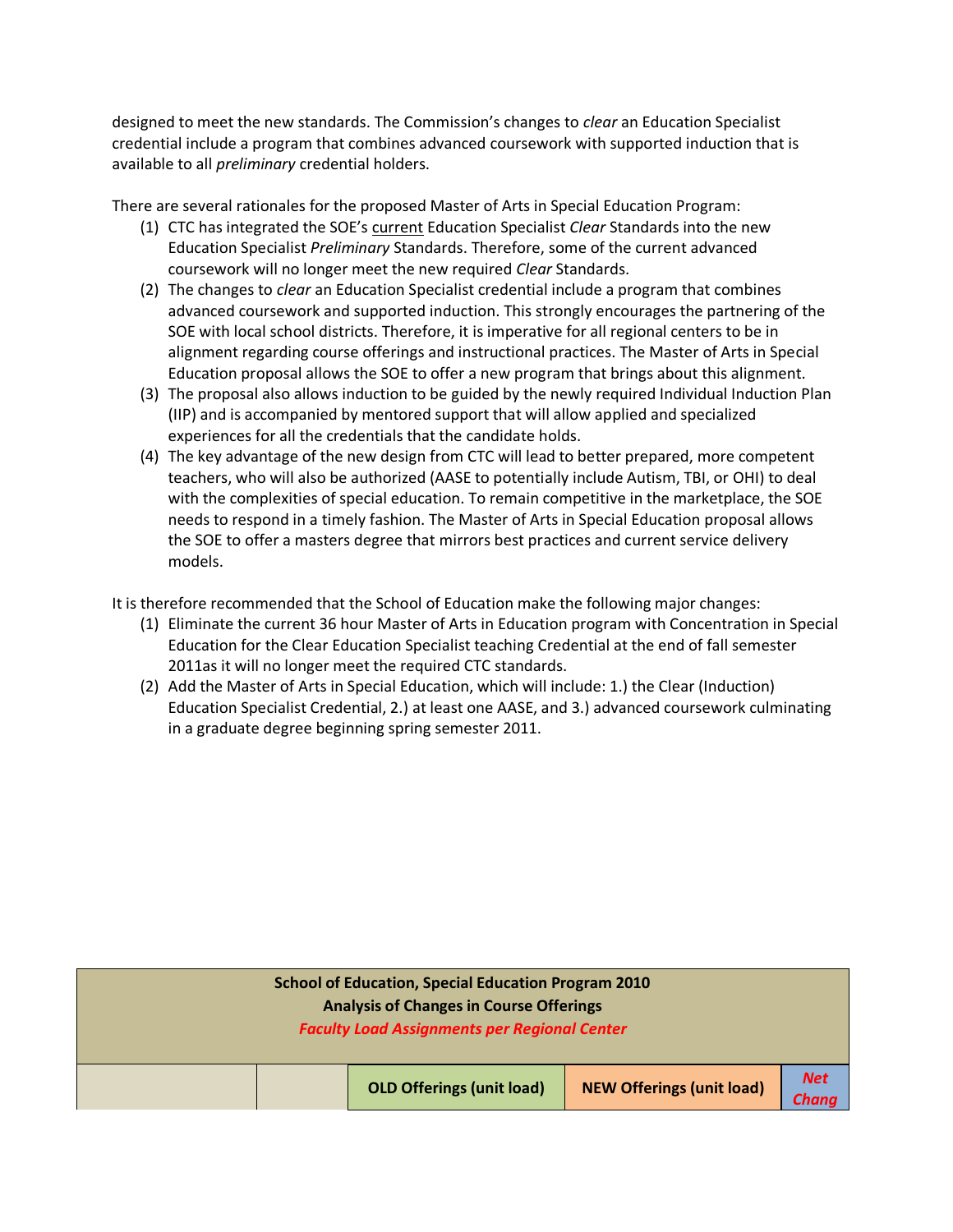designed to meet the new standards. The Commission's changes to *clear* an Education Specialist credential include a program that combines advanced coursework with supported induction that is available to all *preliminary* credential holders.

There are several rationales for the proposed Master of Arts in Special Education Program:

1. CTC has integrated the SOE's current Education Specialist *Clear* Standards into the new Education Specialist *Preliminary* Standards. Therefore, some of the current advanced coursework will no longer meet the new required *Clear* Standards.
2. The changes to *clear* an Education Specialist credential include a program that combines advanced coursework and supported induction. This strongly encourages the partnering of the SOE with local school districts. Therefore, it is imperative for all regional centers to be in alignment regarding course offerings and instructional practices. The Master of Arts in Special Education proposal allows the SOE to offer a new program that brings about this alignment.
3. The proposal also allows induction to be guided by the newly required Individual Induction Plan (IIP) and is accompanied by mentored support that will allow applied and specialized experiences for all the credentials that the candidate holds.
4. The key advantage of the new design from CTC will lead to better prepared, more competent teachers, who will also be authorized (AASE to potentially include Autism, TBI, or OHI) to deal with the complexities of special education. To remain competitive in the marketplace, the SOE needs to respond in a timely fashion. The Master of Arts in Special Education proposal allows the SOE to offer a masters degree that mirrors best practices and current service delivery models.

It is therefore recommended that the School of Education make the following major changes:

1. Eliminate the current 36 hour Master of Arts in Education program with Concentration in Special Education for the Clear Education Specialist teaching Credential at the end of fall semester 2011as it will no longer meet the required CTC standards.
2. Add the Master of Arts in Special Education, which will include: 1.) the Clear (Induction) Education Specialist Credential, 2.) at least one AASE, and 3.) advanced coursework culminating in a graduate degree beginning spring semester 2011.

| **School of Education, Special Education Program 2010**<br>**Analysis of Changes in Course Offerings**<br>***Faculty Load Assignments per Regional Center*** | | | | |
|---|---|---|---|---|
| | | **OLD Offerings (unit load)** | **NEW Offerings (unit load)** | ***Net Chang*** |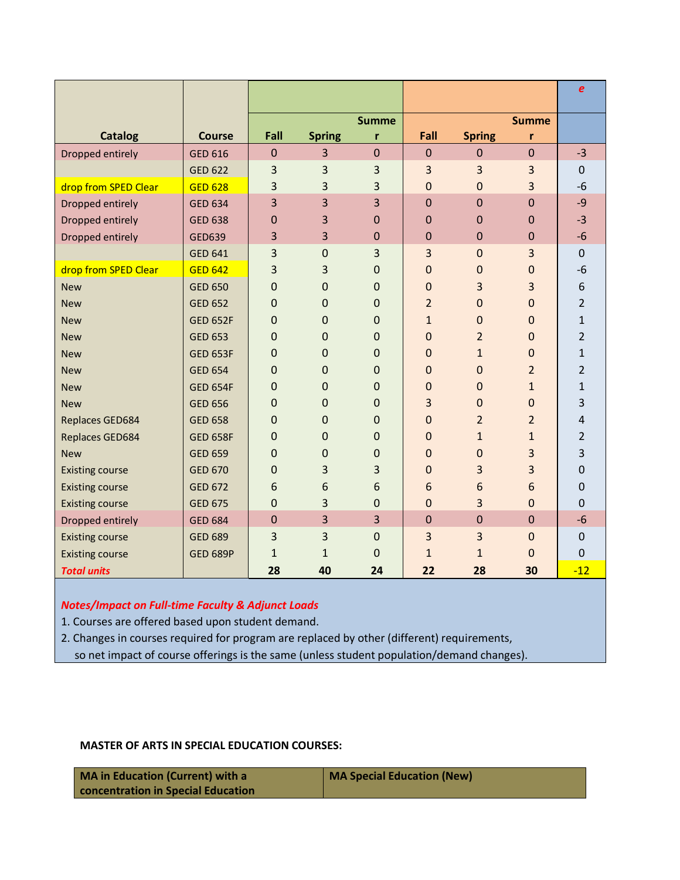| Catalog | Course | Fall | Spring | Summer | Fall | Spring | Summer | e |
|---|---|---|---|---|---|---|---|---|
| Dropped entirely | GED 616 | 0 | 3 | 0 | 0 | 0 | 0 | -3 |
| | GED 622 | 3 | 3 | 3 | 3 | 3 | 3 | 0 |
| drop from SPED Clear | GED 628 | 3 | 3 | 3 | 0 | 0 | 3 | -6 |
| Dropped entirely | GED 634 | 3 | 3 | 3 | 0 | 0 | 0 | -9 |
| Dropped entirely | GED 638 | 0 | 3 | 0 | 0 | 0 | 0 | -3 |
| Dropped entirely | GED639 | 3 | 3 | 0 | 0 | 0 | 0 | -6 |
| | GED 641 | 3 | 0 | 3 | 3 | 0 | 3 | 0 |
| drop from SPED Clear | GED 642 | 3 | 3 | 0 | 0 | 0 | 0 | -6 |
| New | GED 650 | 0 | 0 | 0 | 0 | 3 | 3 | 6 |
| New | GED 652 | 0 | 0 | 0 | 2 | 0 | 0 | 2 |
| New | GED 652F | 0 | 0 | 0 | 1 | 0 | 0 | 1 |
| New | GED 653 | 0 | 0 | 0 | 0 | 2 | 0 | 2 |
| New | GED 653F | 0 | 0 | 0 | 0 | 1 | 0 | 1 |
| New | GED 654 | 0 | 0 | 0 | 0 | 0 | 2 | 2 |
| New | GED 654F | 0 | 0 | 0 | 0 | 0 | 1 | 1 |
| New | GED 656 | 0 | 0 | 0 | 3 | 0 | 0 | 3 |
| Replaces GED684 | GED 658 | 0 | 0 | 0 | 0 | 2 | 2 | 4 |
| Replaces GED684 | GED 658F | 0 | 0 | 0 | 0 | 1 | 1 | 2 |
| New | GED 659 | 0 | 0 | 0 | 0 | 0 | 3 | 3 |
| Existing course | GED 670 | 0 | 3 | 3 | 0 | 3 | 3 | 0 |
| Existing course | GED 672 | 6 | 6 | 6 | 6 | 6 | 6 | 0 |
| Existing course | GED 675 | 0 | 3 | 0 | 0 | 3 | 0 | 0 |
| Dropped entirely | GED 684 | 0 | 3 | 3 | 0 | 0 | 0 | -6 |
| Existing course | GED 689 | 3 | 3 | 0 | 3 | 3 | 0 | 0 |
| Existing course | GED 689P | 1 | 1 | 0 | 1 | 1 | 0 | 0 |
| ***Total units*** | | **28** | **40** | **24** | **22** | **28** | **30** | -12 |

***Notes/Impact on Full-time Faculty & Adjunct Loads***

1. Courses are offered based upon student demand.
2. Changes in courses required for program are replaced by other (different) requirements, so net impact of course offerings is the same (unless student population/demand changes).

**MASTER OF ARTS IN SPECIAL EDUCATION COURSES:**

| MA in Education (Current) with a concentration in Special Education | MA Special Education (New) |
|---|---|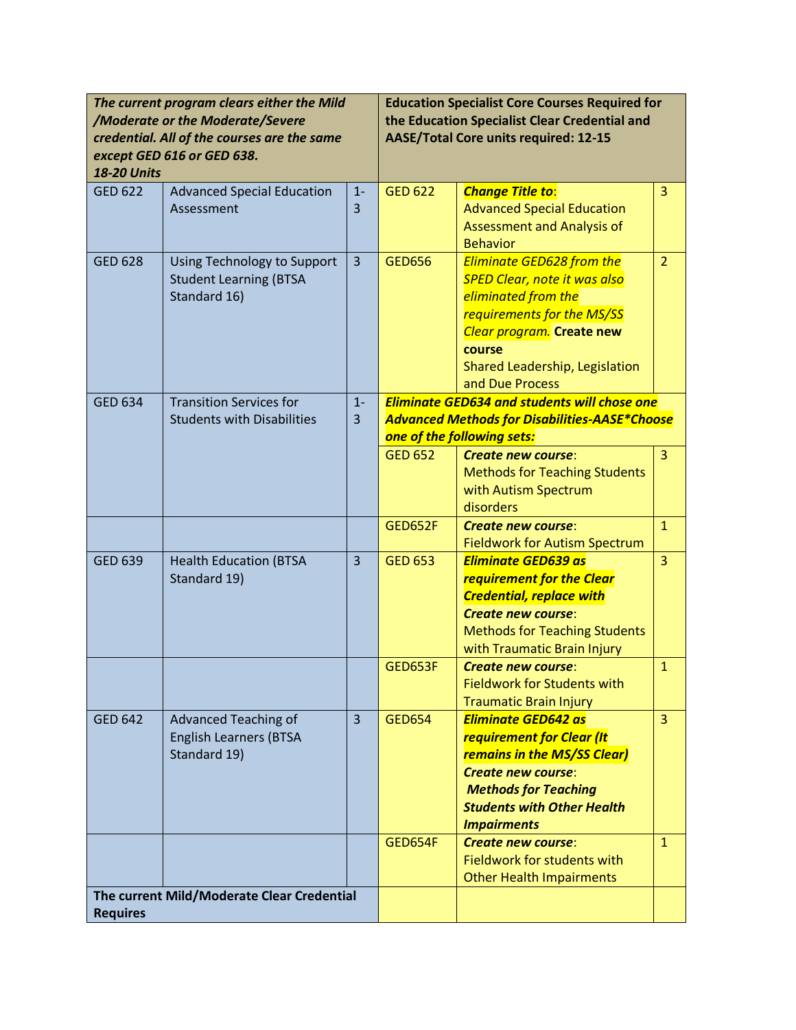| *The current program clears either the Mild /Moderate or the Moderate/Severe credential. All of the courses are the same except GED 616 or GED 638.* ***18-20 Units*** | | | **Education Specialist Core Courses Required for the Education Specialist Clear Credential and AASE/Total Core units required: 12-15** | | |
|---|---|---|---|---|---|
| GED 622 | Advanced Special Education Assessment | 1-3 | GED 622 | ***Change Title to***: Advanced Special Education Assessment and Analysis of Behavior | 3 |
| GED 628 | Using Technology to Support Student Learning (BTSA Standard 16) | 3 | GED656 | *Eliminate GED628 from the SPED Clear, note it was also eliminated from the requirements for the MS/SS Clear program.* **Create new course** Shared Leadership, Legislation and Due Process | 2 |
| GED 634 | Transition Services for Students with Disabilities | 1-3 | ***Eliminate GED634 and students will chose one Advanced Methods for Disabilities-AASE*Choose one of the following sets:*** | | |
| | | | GED 652 | ***Create new course***: Methods for Teaching Students with Autism Spectrum disorders | 3 |
| | | | GED652F | ***Create new course***: Fieldwork for Autism Spectrum | 1 |
| GED 639 | Health Education (BTSA Standard 19) | 3 | GED 653 | ***Eliminate GED639 as requirement for the Clear Credential, replace with Create new course***: Methods for Teaching Students with Traumatic Brain Injury | 3 |
| | | | GED653F | ***Create new course***: Fieldwork for Students with Traumatic Brain Injury | 1 |
| GED 642 | Advanced Teaching of English Learners (BTSA Standard 19) | 3 | GED654 | ***Eliminate GED642 as requirement for Clear (It remains in the MS/SS Clear) Create new course***: ***Methods for Teaching Students with Other Health Impairments*** | 3 |
| | | | GED654F | ***Create new course***: Fieldwork for students with Other Health Impairments | 1 |
| **The current Mild/Moderate Clear Credential Requires** | | | | | |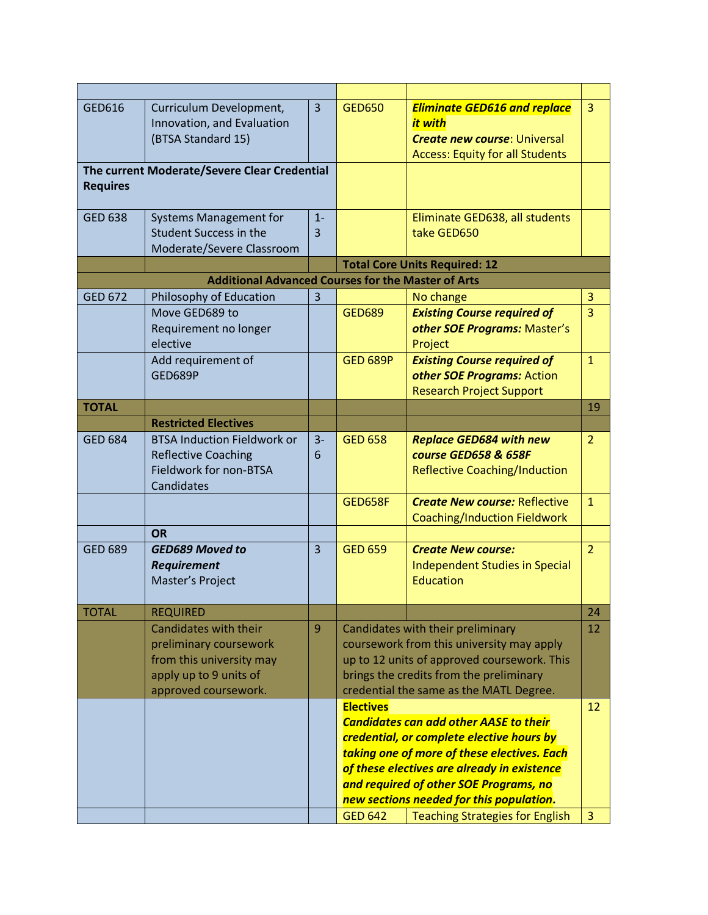| | | | | | |
|---|---|---|---|---|---|
| GED616 | Curriculum Development, Innovation, and Evaluation (BTSA Standard 15) | 3 | GED650 | ***Eliminate GED616 and replace it with*** ***Create new course***: Universal Access: Equity for all Students | 3 |
| **The current Moderate/Severe Clear Credential Requires** | | | | | |
| GED 638 | Systems Management for Student Success in the Moderate/Severe Classroom | 1-3 | | Eliminate GED638, all students take GED650 | |
| | | | **Total Core Units Required: 12** | | |
| **Additional Advanced Courses for the Master of Arts** | | | | | |
| GED 672 | Philosophy of Education | 3 | | No change | 3 |
| | Move GED689 to Requirement no longer elective | | GED689 | ***Existing Course required of other SOE Programs:*** Master's Project | 3 |
| | Add requirement of GED689P | | GED 689P | ***Existing Course required of other SOE Programs:*** Action Research Project Support | 1 |
| **TOTAL** | | | | | 19 |
| | **Restricted Electives** | | | | |
| GED 684 | BTSA Induction Fieldwork or Reflective Coaching Fieldwork for non-BTSA Candidates | 3-6 | GED 658 | ***Replace GED684 with new course GED658 & 658F*** Reflective Coaching/Induction | 2 |
| | | | GED658F | ***Create New course:*** Reflective Coaching/Induction Fieldwork | 1 |
| | **OR** | | | | |
| GED 689 | ***GED689 Moved to Requirement*** Master's Project | 3 | GED 659 | ***Create New course:*** Independent Studies in Special Education | 2 |
| TOTAL | REQUIRED | | | | 24 |
| | Candidates with their preliminary coursework from this university may apply up to 9 units of approved coursework. | 9 | Candidates with their preliminary coursework from this university may apply up to 12 units of approved coursework. This brings the credits from the preliminary credential the same as the MATL Degree. | | 12 |
| | | | ***Electives*** ***Candidates can add other AASE to their credential, or complete elective hours by taking one of more of these electives. Each of these electives are already in existence and required of other SOE Programs, no new sections needed for this population.*** | | 12 |
| | | | GED 642 | Teaching Strategies for English | 3 |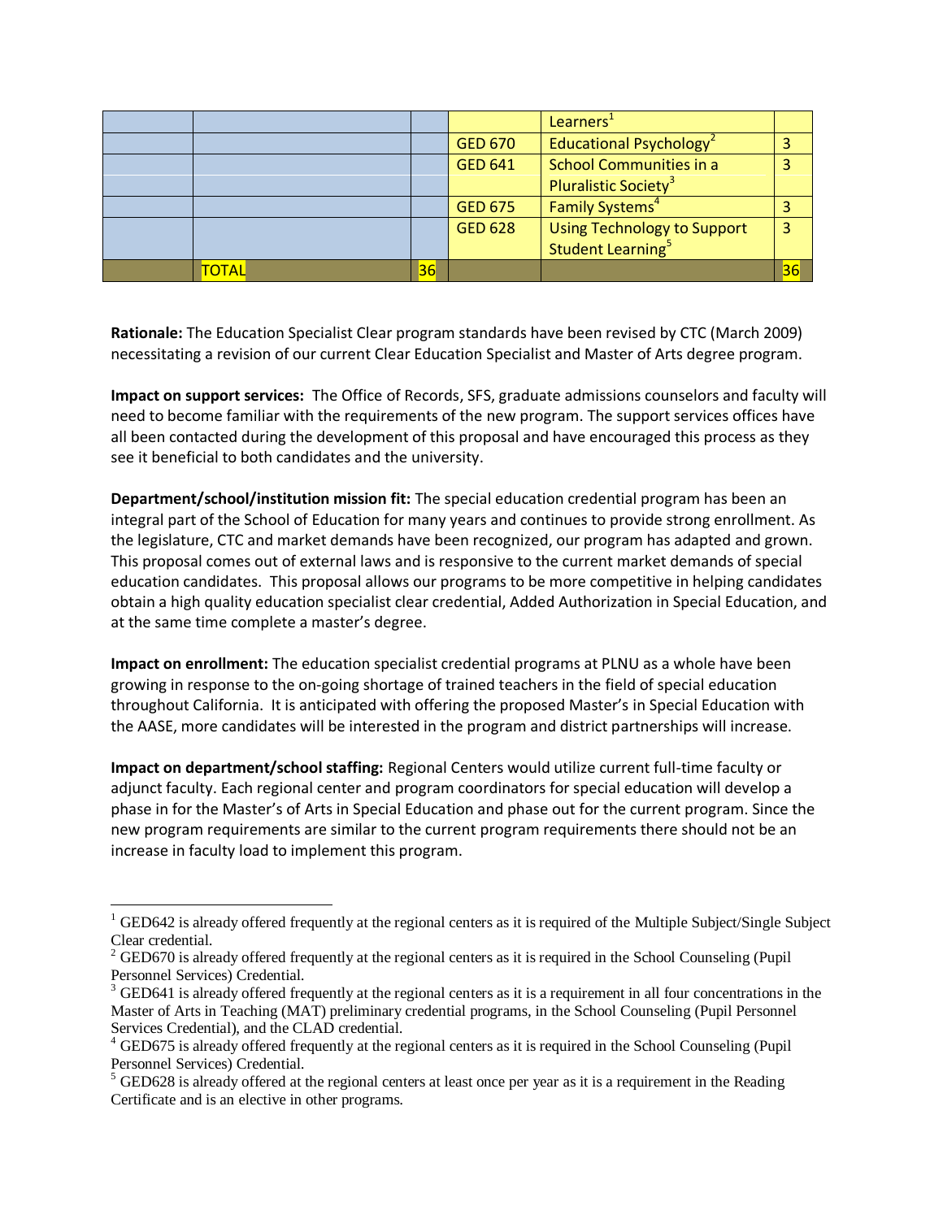| | | | | | |
|---|---|---|---|---|---|
| | | | | Learners[1] | |
| | | | GED 670 | Educational Psychology[2] | 3 |
| | | | GED 641 | School Communities in a Pluralistic Society[3] | 3 |
| | | | GED 675 | Family Systems[4] | 3 |
| | | | GED 628 | Using Technology to Support Student Learning[5] | 3 |
| | TOTAL | 36 | | | 36 |

**Rationale:** The Education Specialist Clear program standards have been revised by CTC (March 2009) necessitating a revision of our current Clear Education Specialist and Master of Arts degree program.

**Impact on support services:** The Office of Records, SFS, graduate admissions counselors and faculty will need to become familiar with the requirements of the new program. The support services offices have all been contacted during the development of this proposal and have encouraged this process as they see it beneficial to both candidates and the university.

**Department/school/institution mission fit:** The special education credential program has been an integral part of the School of Education for many years and continues to provide strong enrollment. As the legislature, CTC and market demands have been recognized, our program has adapted and grown. This proposal comes out of external laws and is responsive to the current market demands of special education candidates. This proposal allows our programs to be more competitive in helping candidates obtain a high quality education specialist clear credential, Added Authorization in Special Education, and at the same time complete a master's degree.

**Impact on enrollment:** The education specialist credential programs at PLNU as a whole have been growing in response to the on-going shortage of trained teachers in the field of special education throughout California. It is anticipated with offering the proposed Master's in Special Education with the AASE, more candidates will be interested in the program and district partnerships will increase.

**Impact on department/school staffing:** Regional Centers would utilize current full-time faculty or adjunct faculty. Each regional center and program coordinators for special education will develop a phase in for the Master's of Arts in Special Education and phase out for the current program. Since the new program requirements are similar to the current program requirements there should not be an increase in faculty load to implement this program.

---

[1] GED642 is already offered frequently at the regional centers as it is required of the Multiple Subject/Single Subject Clear credential.

[2] GED670 is already offered frequently at the regional centers as it is required in the School Counseling (Pupil Personnel Services) Credential.

[3] GED641 is already offered frequently at the regional centers as it is a requirement in all four concentrations in the Master of Arts in Teaching (MAT) preliminary credential programs, in the School Counseling (Pupil Personnel Services Credential), and the CLAD credential.

[4] GED675 is already offered frequently at the regional centers as it is required in the School Counseling (Pupil Personnel Services) Credential.

[5] GED628 is already offered at the regional centers at least once per year as it is a requirement in the Reading Certificate and is an elective in other programs.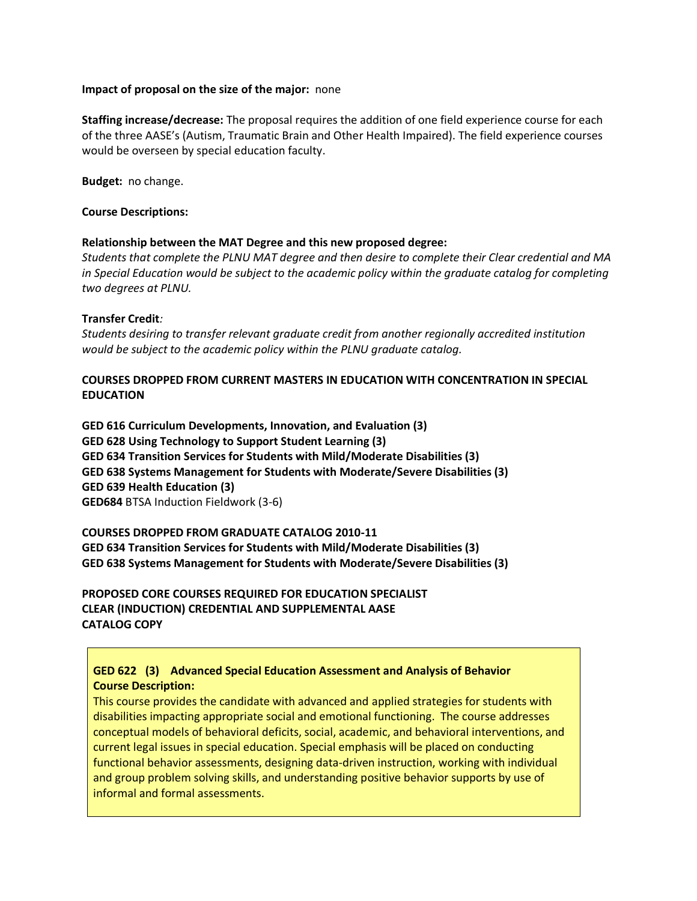**Impact of proposal on the size of the major:** none

**Staffing increase/decrease:** The proposal requires the addition of one field experience course for each of the three AASE's (Autism, Traumatic Brain and Other Health Impaired). The field experience courses would be overseen by special education faculty.

**Budget:** no change.

**Course Descriptions:**

**Relationship between the MAT Degree and this new proposed degree:**
*Students that complete the PLNU MAT degree and then desire to complete their Clear credential and MA in Special Education would be subject to the academic policy within the graduate catalog for completing two degrees at PLNU.*

**Transfer Credit***:*
*Students desiring to transfer relevant graduate credit from another regionally accredited institution would be subject to the academic policy within the PLNU graduate catalog.*

**COURSES DROPPED FROM CURRENT MASTERS IN EDUCATION WITH CONCENTRATION IN SPECIAL EDUCATION**

**GED 616 Curriculum Developments, Innovation, and Evaluation (3)**
**GED 628 Using Technology to Support Student Learning (3)**
**GED 634 Transition Services for Students with Mild/Moderate Disabilities (3)**
**GED 638 Systems Management for Students with Moderate/Severe Disabilities (3)**
**GED 639 Health Education (3)**
**GED684** BTSA Induction Fieldwork (3-6)

**COURSES DROPPED FROM GRADUATE CATALOG 2010-11**
**GED 634 Transition Services for Students with Mild/Moderate Disabilities (3)**
**GED 638 Systems Management for Students with Moderate/Severe Disabilities (3)**

**PROPOSED CORE COURSES REQUIRED FOR EDUCATION SPECIALIST CLEAR (INDUCTION) CREDENTIAL AND SUPPLEMENTAL AASE CATALOG COPY**

**GED 622 (3) Advanced Special Education Assessment and Analysis of Behavior**
**Course Description:**
This course provides the candidate with advanced and applied strategies for students with disabilities impacting appropriate social and emotional functioning. The course addresses conceptual models of behavioral deficits, social, academic, and behavioral interventions, and current legal issues in special education. Special emphasis will be placed on conducting functional behavior assessments, designing data-driven instruction, working with individual and group problem solving skills, and understanding positive behavior supports by use of informal and formal assessments.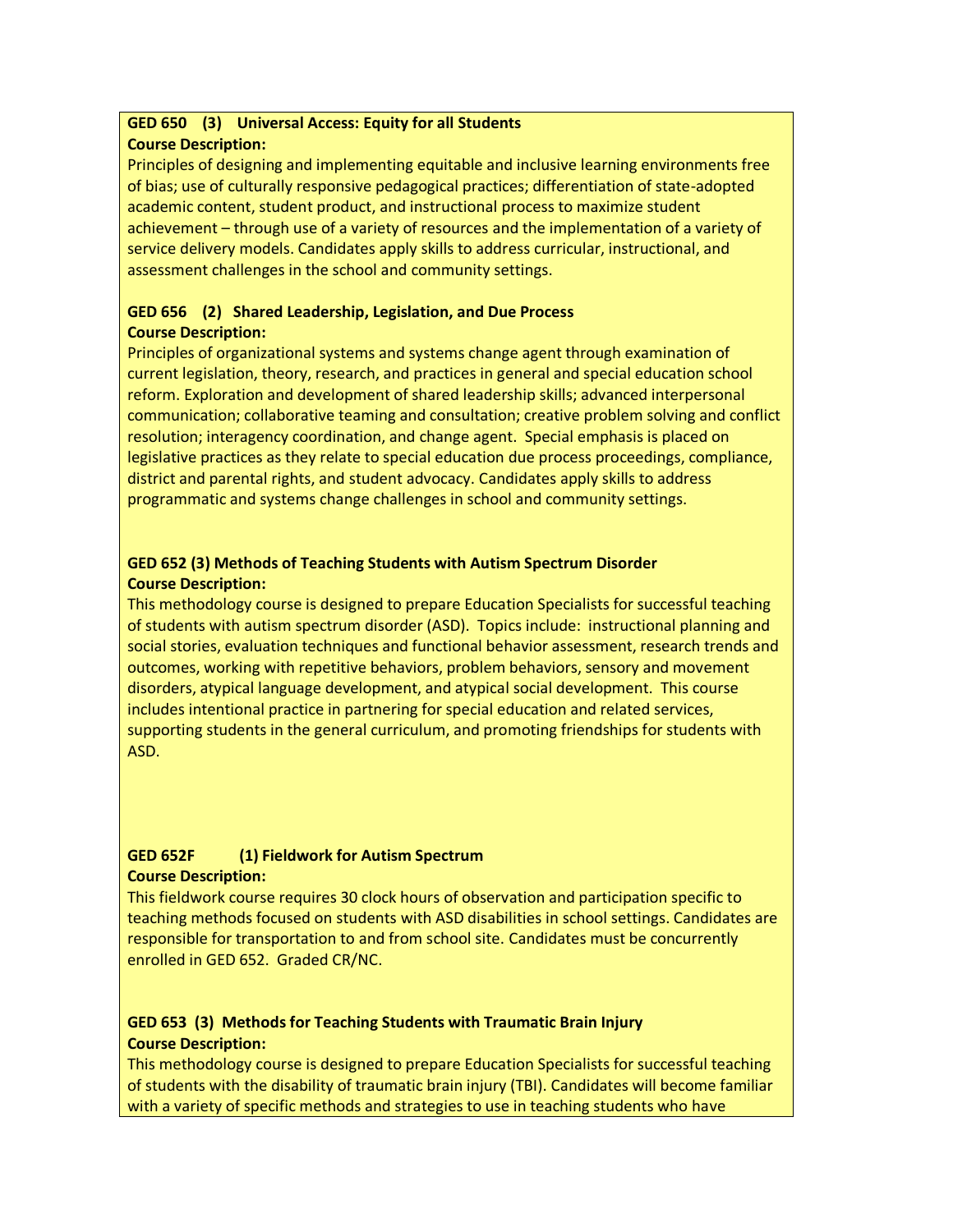**GED 650 (3) Universal Access: Equity for all Students**
**Course Description:**
Principles of designing and implementing equitable and inclusive learning environments free of bias; use of culturally responsive pedagogical practices; differentiation of state-adopted academic content, student product, and instructional process to maximize student achievement – through use of a variety of resources and the implementation of a variety of service delivery models. Candidates apply skills to address curricular, instructional, and assessment challenges in the school and community settings.

**GED 656 (2) Shared Leadership, Legislation, and Due Process**
**Course Description:**
Principles of organizational systems and systems change agent through examination of current legislation, theory, research, and practices in general and special education school reform. Exploration and development of shared leadership skills; advanced interpersonal communication; collaborative teaming and consultation; creative problem solving and conflict resolution; interagency coordination, and change agent. Special emphasis is placed on legislative practices as they relate to special education due process proceedings, compliance, district and parental rights, and student advocacy. Candidates apply skills to address programmatic and systems change challenges in school and community settings.

**GED 652 (3) Methods of Teaching Students with Autism Spectrum Disorder**
**Course Description:**
This methodology course is designed to prepare Education Specialists for successful teaching of students with autism spectrum disorder (ASD). Topics include: instructional planning and social stories, evaluation techniques and functional behavior assessment, research trends and outcomes, working with repetitive behaviors, problem behaviors, sensory and movement disorders, atypical language development, and atypical social development. This course includes intentional practice in partnering for special education and related services, supporting students in the general curriculum, and promoting friendships for students with ASD.

**GED 652F (1) Fieldwork for Autism Spectrum**
**Course Description:**
This fieldwork course requires 30 clock hours of observation and participation specific to teaching methods focused on students with ASD disabilities in school settings. Candidates are responsible for transportation to and from school site. Candidates must be concurrently enrolled in GED 652. Graded CR/NC.

**GED 653 (3) Methods for Teaching Students with Traumatic Brain Injury**
**Course Description:**
This methodology course is designed to prepare Education Specialists for successful teaching of students with the disability of traumatic brain injury (TBI). Candidates will become familiar with a variety of specific methods and strategies to use in teaching students who have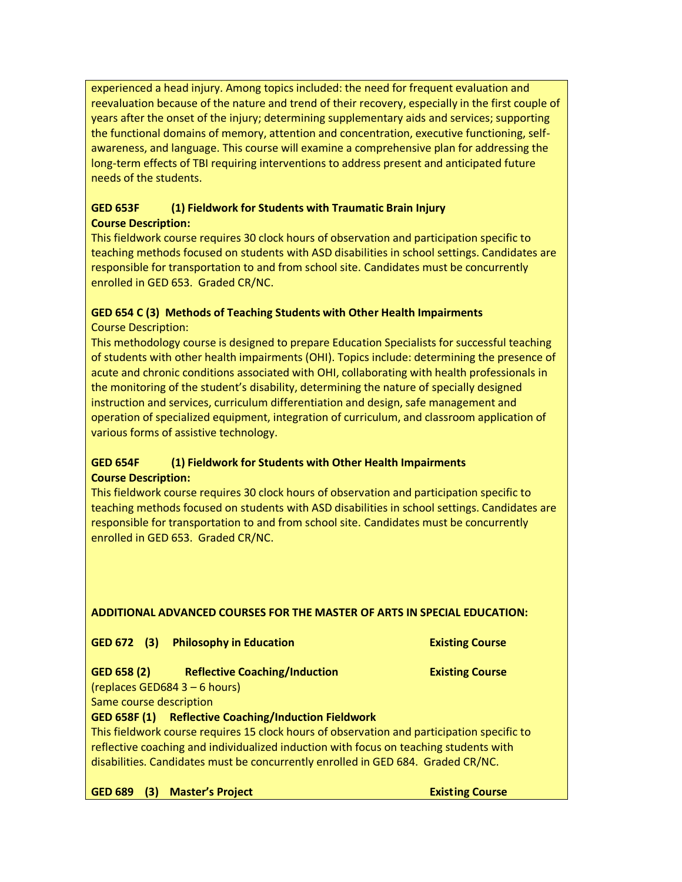experienced a head injury. Among topics included: the need for frequent evaluation and reevaluation because of the nature and trend of their recovery, especially in the first couple of years after the onset of the injury; determining supplementary aids and services; supporting the functional domains of memory, attention and concentration, executive functioning, self-awareness, and language. This course will examine a comprehensive plan for addressing the long-term effects of TBI requiring interventions to address present and anticipated future needs of the students.

**GED 653F (1) Fieldwork for Students with Traumatic Brain Injury**
**Course Description:**
This fieldwork course requires 30 clock hours of observation and participation specific to teaching methods focused on students with ASD disabilities in school settings. Candidates are responsible for transportation to and from school site. Candidates must be concurrently enrolled in GED 653. Graded CR/NC.

**GED 654 C (3) Methods of Teaching Students with Other Health Impairments**
Course Description:
This methodology course is designed to prepare Education Specialists for successful teaching of students with other health impairments (OHI). Topics include: determining the presence of acute and chronic conditions associated with OHI, collaborating with health professionals in the monitoring of the student's disability, determining the nature of specially designed instruction and services, curriculum differentiation and design, safe management and operation of specialized equipment, integration of curriculum, and classroom application of various forms of assistive technology.

**GED 654F (1) Fieldwork for Students with Other Health Impairments**
**Course Description:**
This fieldwork course requires 30 clock hours of observation and participation specific to teaching methods focused on students with ASD disabilities in school settings. Candidates are responsible for transportation to and from school site. Candidates must be concurrently enrolled in GED 653. Graded CR/NC.

**ADDITIONAL ADVANCED COURSES FOR THE MASTER OF ARTS IN SPECIAL EDUCATION:**

**GED 672 (3) Philosophy in Education** **Existing Course**

**GED 658 (2) Reflective Coaching/Induction** **Existing Course**
(replaces GED684 3 – 6 hours)
Same course description
**GED 658F (1) Reflective Coaching/Induction Fieldwork**
This fieldwork course requires 15 clock hours of observation and participation specific to reflective coaching and individualized induction with focus on teaching students with disabilities. Candidates must be concurrently enrolled in GED 684. Graded CR/NC.

**GED 689 (3) Master's Project** **Existing Course**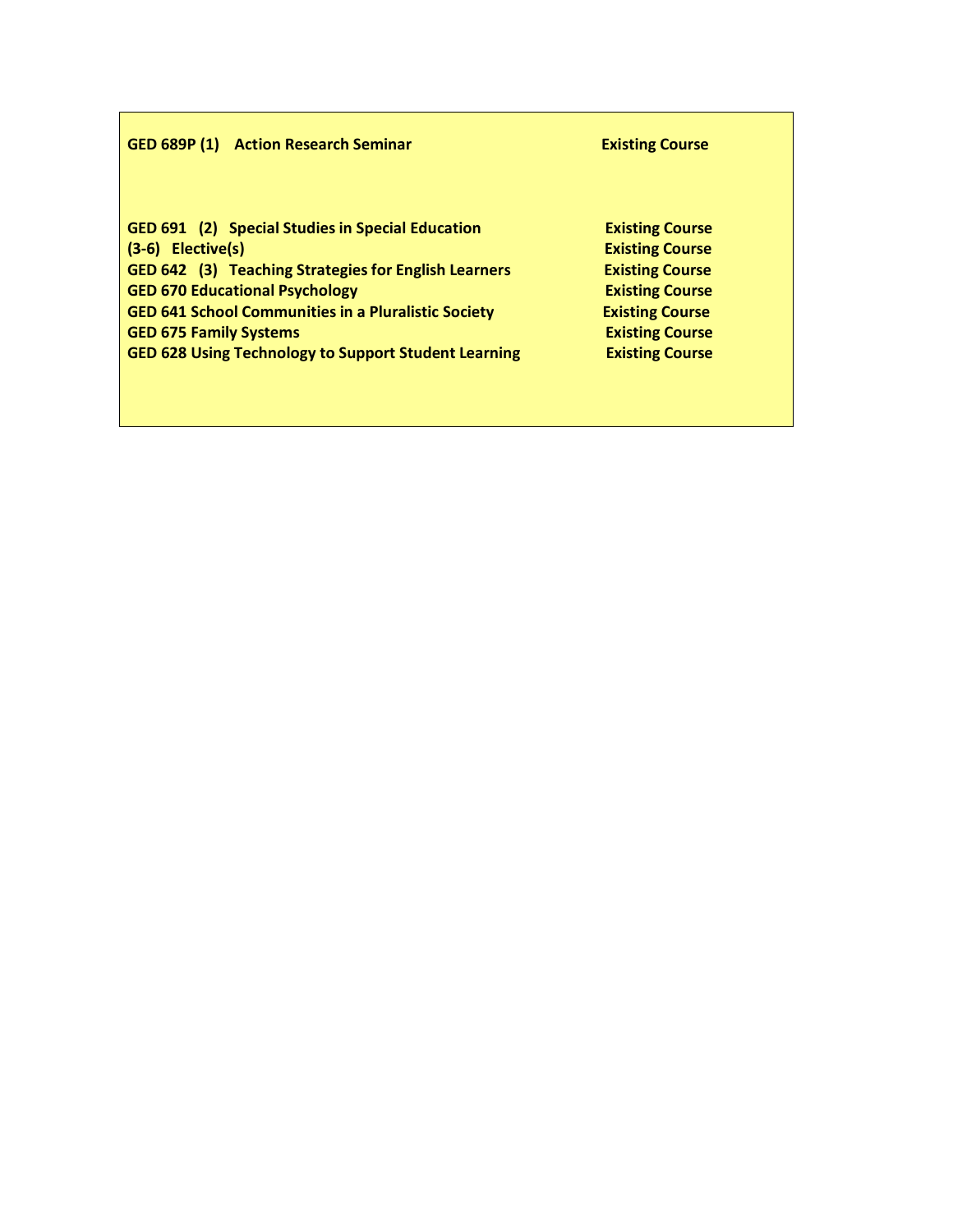| | |
|---|---|
| **GED 689P (1) Action Research Seminar** | **Existing Course** |
| **GED 691 (2) Special Studies in Special Education** | **Existing Course** |
| **(3-6) Elective(s)** | **Existing Course** |
| **GED 642 (3) Teaching Strategies for English Learners** | **Existing Course** |
| **GED 670 Educational Psychology** | **Existing Course** |
| **GED 641 School Communities in a Pluralistic Society** | **Existing Course** |
| **GED 675 Family Systems** | **Existing Course** |
| **GED 628 Using Technology to Support Student Learning** | **Existing Course** |